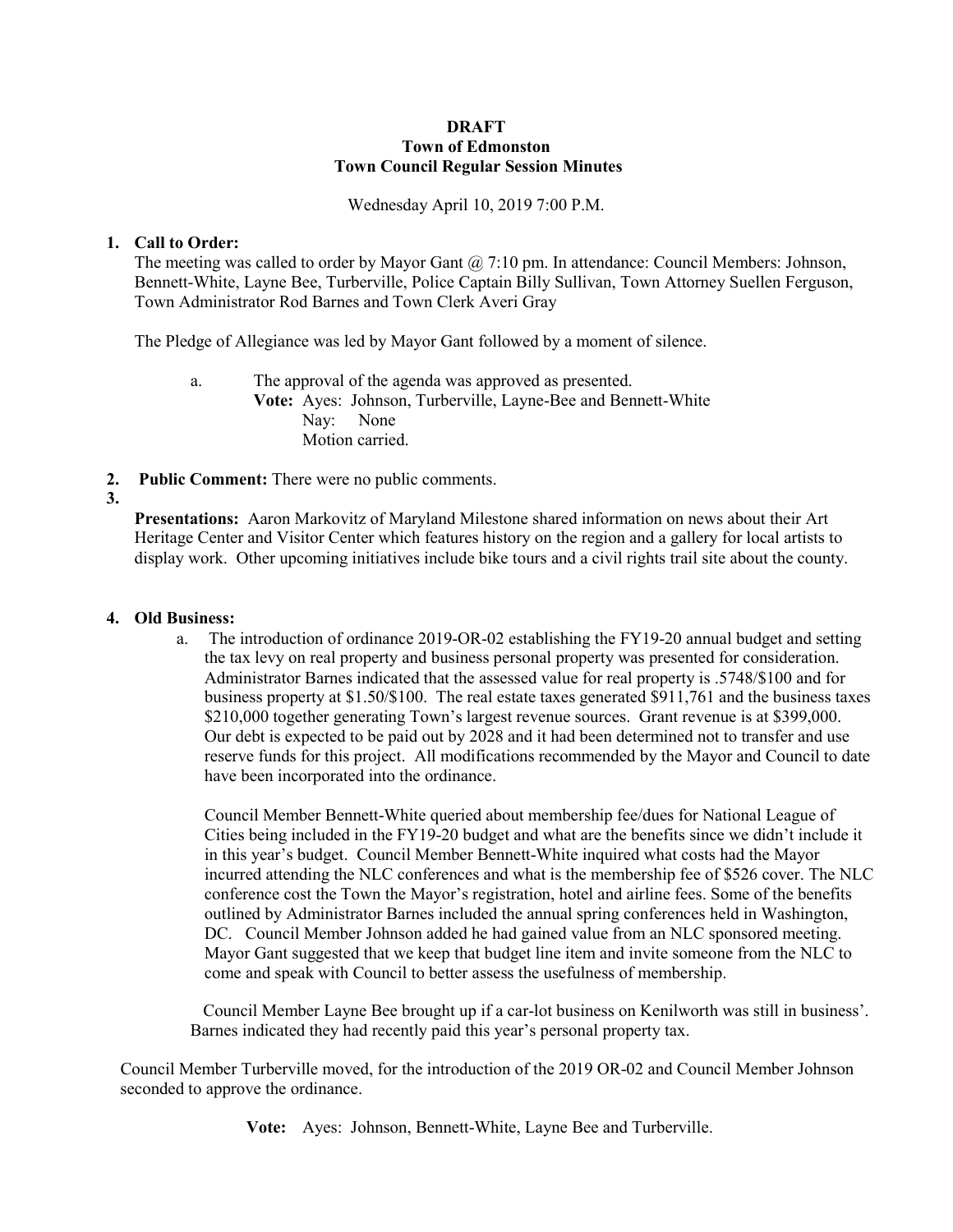**DRAFT**
**Town of Edmonston**
**Town Council Regular Session Minutes**

Wednesday April 10, 2019 7:00 P.M.

1. **Call to Order:**
   The meeting was called to order by Mayor Gant @ 7:10 pm. In attendance: Council Members: Johnson, Bennett-White, Layne Bee, Turberville, Police Captain Billy Sullivan, Town Attorney Suellen Ferguson, Town Administrator Rod Barnes and Town Clerk Averi Gray

   The Pledge of Allegiance was led by Mayor Gant followed by a moment of silence.

   a. The approval of the agenda was approved as presented.
      **Vote:** Ayes: Johnson, Turberville, Layne-Bee and Bennett-White
      Nay: None
      Motion carried.

2. **Public Comment:** There were no public comments.
3. **Presentations:** Aaron Markovitz of Maryland Milestone shared information on news about their Art Heritage Center and Visitor Center which features history on the region and a gallery for local artists to display work. Other upcoming initiatives include bike tours and a civil rights trail site about the county.

4. **Old Business:**
   a. The introduction of ordinance 2019-OR-02 establishing the FY19-20 annual budget and setting the tax levy on real property and business personal property was presented for consideration. Administrator Barnes indicated that the assessed value for real property is .5748/$100 and for business property at $1.50/$100. The real estate taxes generated $911,761 and the business taxes $210,000 together generating Town's largest revenue sources. Grant revenue is at $399,000. Our debt is expected to be paid out by 2028 and it had been determined not to transfer and use reserve funds for this project. All modifications recommended by the Mayor and Council to date have been incorporated into the ordinance.

   Council Member Bennett-White queried about membership fee/dues for National League of Cities being included in the FY19-20 budget and what are the benefits since we didn't include it in this year's budget. Council Member Bennett-White inquired what costs had the Mayor incurred attending the NLC conferences and what is the membership fee of $526 cover. The NLC conference cost the Town the Mayor's registration, hotel and airline fees. Some of the benefits outlined by Administrator Barnes included the annual spring conferences held in Washington, DC. Council Member Johnson added he had gained value from an NLC sponsored meeting. Mayor Gant suggested that we keep that budget line item and invite someone from the NLC to come and speak with Council to better assess the usefulness of membership.

   Council Member Layne Bee brought up if a car-lot business on Kenilworth was still in business'. Barnes indicated they had recently paid this year's personal property tax.

Council Member Turberville moved, for the introduction of the 2019 OR-02 and Council Member Johnson seconded to approve the ordinance.

**Vote:** Ayes: Johnson, Bennett-White, Layne Bee and Turberville.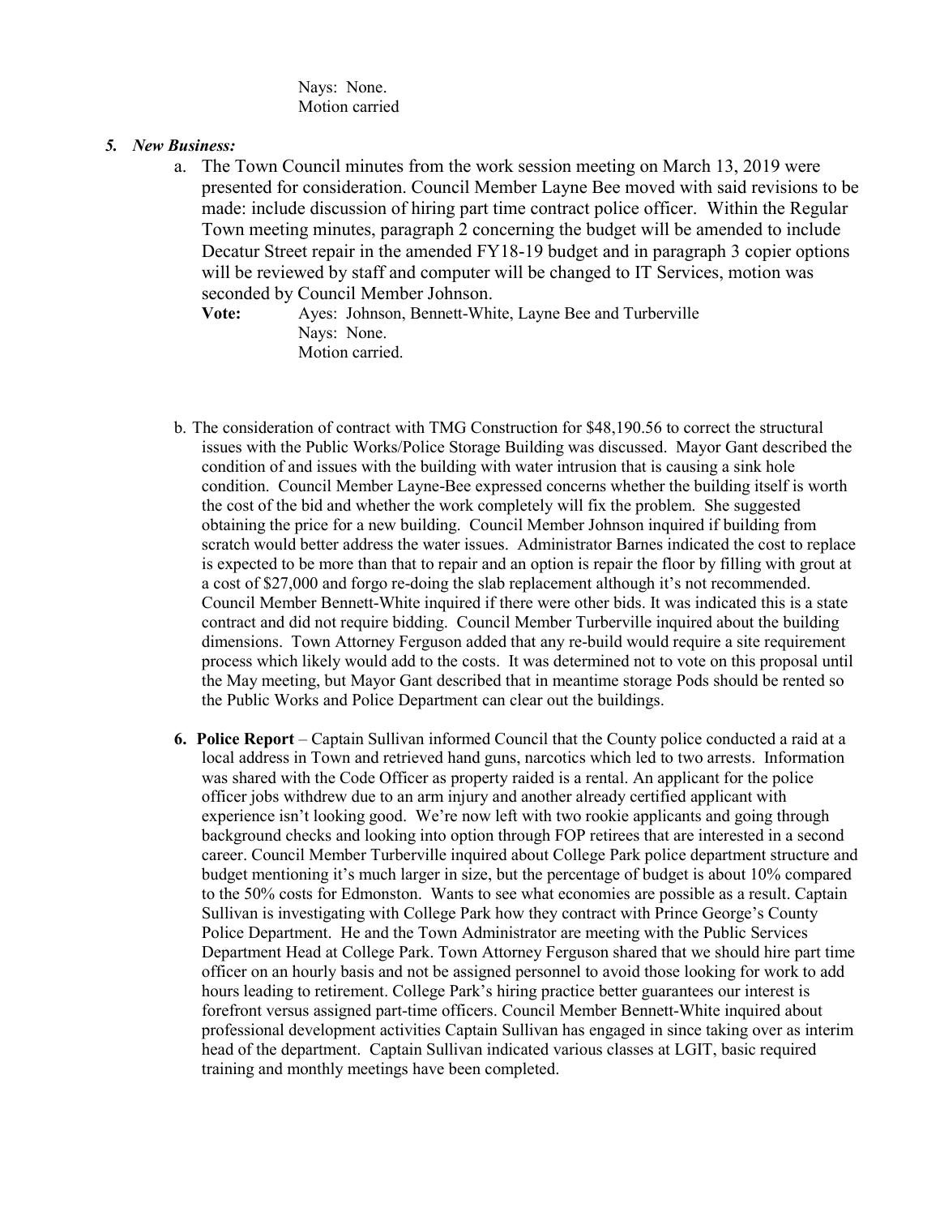Nays: None.
Motion carried

5. ***New Business:***

   a. The Town Council minutes from the work session meeting on March 13, 2019 were presented for consideration. Council Member Layne Bee moved with said revisions to be made: include discussion of hiring part time contract police officer. Within the Regular Town meeting minutes, paragraph 2 concerning the budget will be amended to include Decatur Street repair in the amended FY18-19 budget and in paragraph 3 copier options will be reviewed by staff and computer will be changed to IT Services, motion was seconded by Council Member Johnson.

   **Vote:** Ayes: Johnson, Bennett-White, Layne Bee and Turberville
   Nays: None.
   Motion carried.

   b. The consideration of contract with TMG Construction for $48,190.56 to correct the structural issues with the Public Works/Police Storage Building was discussed. Mayor Gant described the condition of and issues with the building with water intrusion that is causing a sink hole condition. Council Member Layne-Bee expressed concerns whether the building itself is worth the cost of the bid and whether the work completely will fix the problem. She suggested obtaining the price for a new building. Council Member Johnson inquired if building from scratch would better address the water issues. Administrator Barnes indicated the cost to replace is expected to be more than that to repair and an option is repair the floor by filling with grout at a cost of $27,000 and forgo re-doing the slab replacement although it's not recommended. Council Member Bennett-White inquired if there were other bids. It was indicated this is a state contract and did not require bidding. Council Member Turberville inquired about the building dimensions. Town Attorney Ferguson added that any re-build would require a site requirement process which likely would add to the costs. It was determined not to vote on this proposal until the May meeting, but Mayor Gant described that in meantime storage Pods should be rented so the Public Works and Police Department can clear out the buildings.

6. **Police Report** – Captain Sullivan informed Council that the County police conducted a raid at a local address in Town and retrieved hand guns, narcotics which led to two arrests. Information was shared with the Code Officer as property raided is a rental. An applicant for the police officer jobs withdrew due to an arm injury and another already certified applicant with experience isn't looking good. We're now left with two rookie applicants and going through background checks and looking into option through FOP retirees that are interested in a second career. Council Member Turberville inquired about College Park police department structure and budget mentioning it's much larger in size, but the percentage of budget is about 10% compared to the 50% costs for Edmonston. Wants to see what economies are possible as a result. Captain Sullivan is investigating with College Park how they contract with Prince George's County Police Department. He and the Town Administrator are meeting with the Public Services Department Head at College Park. Town Attorney Ferguson shared that we should hire part time officer on an hourly basis and not be assigned personnel to avoid those looking for work to add hours leading to retirement. College Park's hiring practice better guarantees our interest is forefront versus assigned part-time officers. Council Member Bennett-White inquired about professional development activities Captain Sullivan has engaged in since taking over as interim head of the department. Captain Sullivan indicated various classes at LGIT, basic required training and monthly meetings have been completed.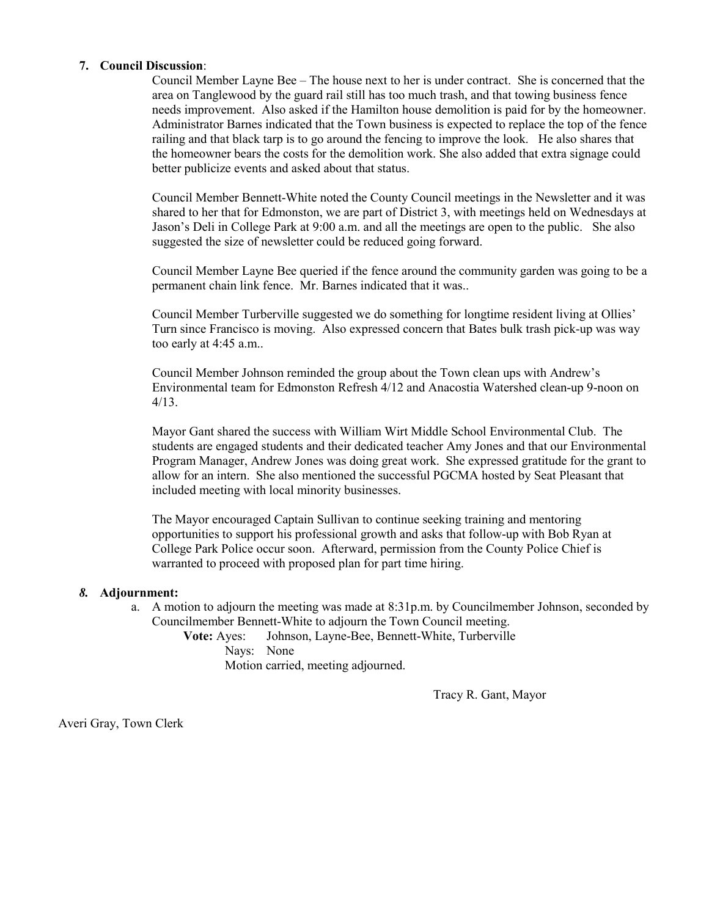7. **Council Discussion**:

Council Member Layne Bee – The house next to her is under contract. She is concerned that the area on Tanglewood by the guard rail still has too much trash, and that towing business fence needs improvement. Also asked if the Hamilton house demolition is paid for by the homeowner. Administrator Barnes indicated that the Town business is expected to replace the top of the fence railing and that black tarp is to go around the fencing to improve the look. He also shares that the homeowner bears the costs for the demolition work. She also added that extra signage could better publicize events and asked about that status.

Council Member Bennett-White noted the County Council meetings in the Newsletter and it was shared to her that for Edmonston, we are part of District 3, with meetings held on Wednesdays at Jason's Deli in College Park at 9:00 a.m. and all the meetings are open to the public. She also suggested the size of newsletter could be reduced going forward.

Council Member Layne Bee queried if the fence around the community garden was going to be a permanent chain link fence. Mr. Barnes indicated that it was..

Council Member Turberville suggested we do something for longtime resident living at Ollies' Turn since Francisco is moving. Also expressed concern that Bates bulk trash pick-up was way too early at 4:45 a.m..

Council Member Johnson reminded the group about the Town clean ups with Andrew's Environmental team for Edmonston Refresh 4/12 and Anacostia Watershed clean-up 9-noon on 4/13.

Mayor Gant shared the success with William Wirt Middle School Environmental Club. The students are engaged students and their dedicated teacher Amy Jones and that our Environmental Program Manager, Andrew Jones was doing great work. She expressed gratitude for the grant to allow for an intern. She also mentioned the successful PGCMA hosted by Seat Pleasant that included meeting with local minority businesses.

The Mayor encouraged Captain Sullivan to continue seeking training and mentoring opportunities to support his professional growth and asks that follow-up with Bob Ryan at College Park Police occur soon. Afterward, permission from the County Police Chief is warranted to proceed with proposed plan for part time hiring.

***8.*** **Adjournment:**

a. A motion to adjourn the meeting was made at 8:31p.m. by Councilmember Johnson, seconded by Councilmember Bennett-White to adjourn the Town Council meeting.

**Vote:** Ayes: Johnson, Layne-Bee, Bennett-White, Turberville
Nays: None
Motion carried, meeting adjourned.

Tracy R. Gant, Mayor

Averi Gray, Town Clerk